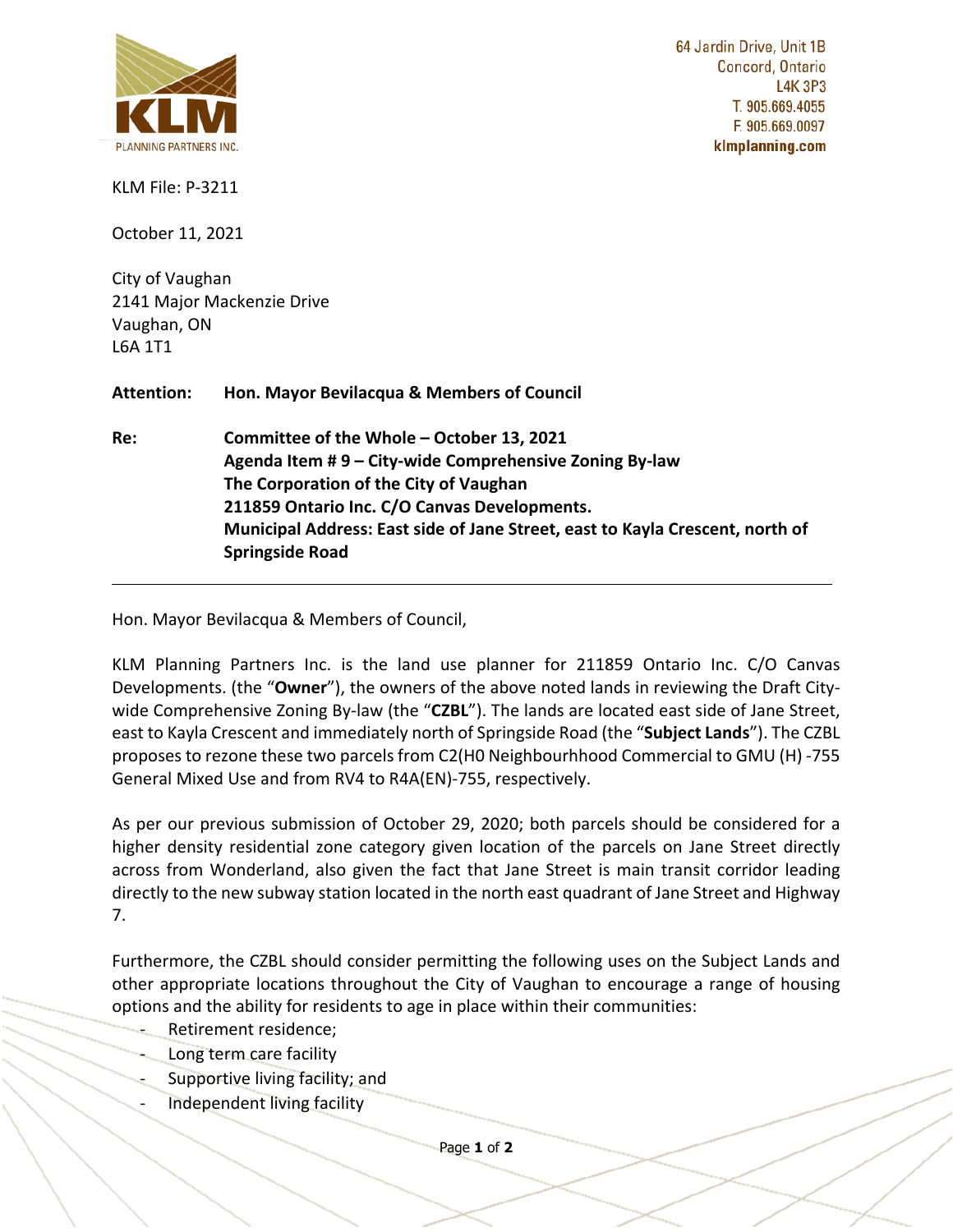64 Jardin Drive, Unit 1B
Concord, Ontario
L4K 3P3
T. 905.669.4055
F. 905.669.0097
**klmplanning.com**

KLM File: P-3211

October 11, 2021

City of Vaughan
2141 Major Mackenzie Drive
Vaughan, ON
L6A 1T1

**Attention:** **Hon. Mayor Bevilacqua & Members of Council**

**Re:** **Committee of the Whole – October 13, 2021**
**Agenda Item # 9 – City-wide Comprehensive Zoning By-law**
**The Corporation of the City of Vaughan**
**211859 Ontario Inc. C/O Canvas Developments.**
**Municipal Address: East side of Jane Street, east to Kayla Crescent, north of Springside Road**

---

Hon. Mayor Bevilacqua & Members of Council,

KLM Planning Partners Inc. is the land use planner for 211859 Ontario Inc. C/O Canvas Developments. (the "**Owner**"), the owners of the above noted lands in reviewing the Draft City-wide Comprehensive Zoning By-law (the "**CZBL**"). The lands are located east side of Jane Street, east to Kayla Crescent and immediately north of Springside Road (the "**Subject Lands**"). The CZBL proposes to rezone these two parcels from C2(H0 Neighbourhhood Commercial to GMU (H) -755 General Mixed Use and from RV4 to R4A(EN)-755, respectively.

As per our previous submission of October 29, 2020; both parcels should be considered for a higher density residential zone category given location of the parcels on Jane Street directly across from Wonderland, also given the fact that Jane Street is main transit corridor leading directly to the new subway station located in the north east quadrant of Jane Street and Highway 7.

Furthermore, the CZBL should consider permitting the following uses on the Subject Lands and other appropriate locations throughout the City of Vaughan to encourage a range of housing options and the ability for residents to age in place within their communities:

- Retirement residence;
- Long term care facility
- Supportive living facility; and
- Independent living facility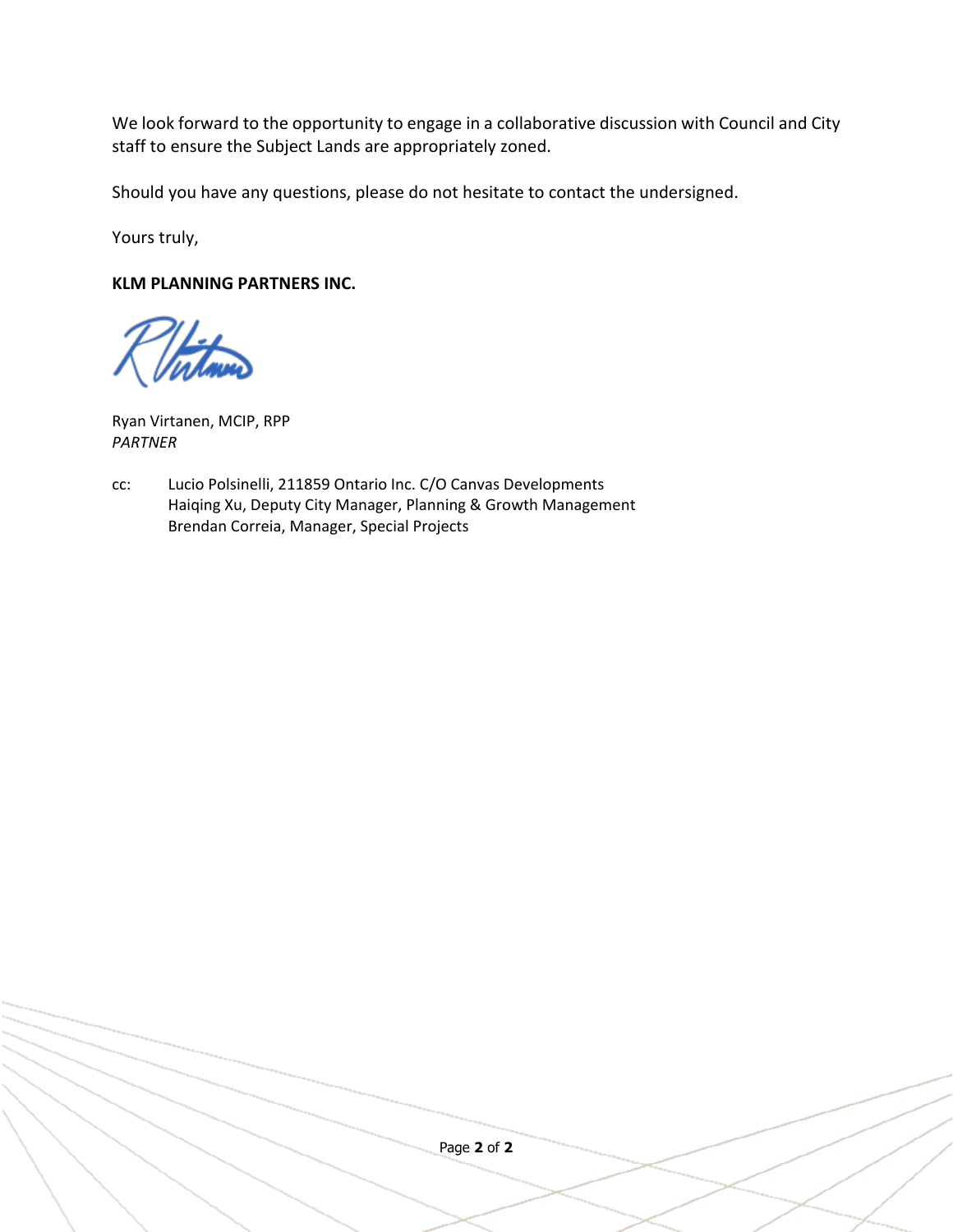We look forward to the opportunity to engage in a collaborative discussion with Council and City staff to ensure the Subject Lands are appropriately zoned.

Should you have any questions, please do not hesitate to contact the undersigned.

Yours truly,

**KLM PLANNING PARTNERS INC.**

Ryan Virtanen, MCIP, RPP
*PARTNER*

cc: Lucio Polsinelli, 211859 Ontario Inc. C/O Canvas Developments
Haiqing Xu, Deputy City Manager, Planning & Growth Management
Brendan Correia, Manager, Special Projects